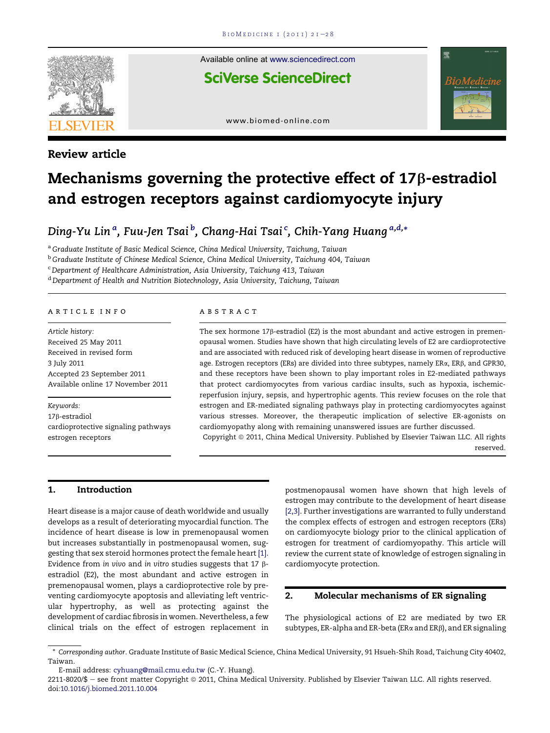Review article

# Mechanisms governing the protective effect of 17β-estradiol and estrogen receptors against cardiomyocyte injury

*Ding-Yu Lin* [a], *Fuu-Jen Tsai* [b], *Chang-Hai Tsai* [c], *Chih-Yang Huang* [a,d,*]

[a] Graduate Institute of Basic Medical Science, China Medical University, Taichung, Taiwan
[b] Graduate Institute of Chinese Medical Science, China Medical University, Taichung 404, Taiwan
[c] Department of Healthcare Administration, Asia University, Taichung 413, Taiwan
[d] Department of Health and Nutrition Biotechnology, Asia University, Taichung, Taiwan

ARTICLE INFO

*Article history:*
Received 25 May 2011
Received in revised form
3 July 2011
Accepted 23 September 2011
Available online 17 November 2011

*Keywords:*
17β-estradiol
cardioprotective signaling pathways
estrogen receptors

ABSTRACT

The sex hormone 17β-estradiol (E2) is the most abundant and active estrogen in premenopausal women. Studies have shown that high circulating levels of E2 are cardioprotective and are associated with reduced risk of developing heart disease in women of reproductive age. Estrogen receptors (ERs) are divided into three subtypes, namely ERα, ERβ, and GPR30, and these receptors have been shown to play important roles in E2-mediated pathways that protect cardiomyocytes from various cardiac insults, such as hypoxia, ischemic-reperfusion injury, sepsis, and hypertrophic agents. This review focuses on the role that estrogen and ER-mediated signaling pathways play in protecting cardiomyocytes against various stresses. Moreover, the therapeutic implication of selective ER-agonists on cardiomyopathy along with remaining unanswered issues are further discussed.

Copyright © 2011, China Medical University. Published by Elsevier Taiwan LLC. All rights reserved.

## 1. Introduction

Heart disease is a major cause of death worldwide and usually develops as a result of deteriorating myocardial function. The incidence of heart disease is low in premenopausal women but increases substantially in postmenopausal women, suggesting that sex steroid hormones protect the female heart [1]. Evidence from *in vivo* and *in vitro* studies suggests that 17 β-estradiol (E2), the most abundant and active estrogen in premenopausal women, plays a cardioprotective role by preventing cardiomyocyte apoptosis and alleviating left ventricular hypertrophy, as well as protecting against the development of cardiac fibrosis in women. Nevertheless, a few clinical trials on the effect of estrogen replacement in postmenopausal women have shown that high levels of estrogen may contribute to the development of heart disease [2,3]. Further investigations are warranted to fully understand the complex effects of estrogen and estrogen receptors (ERs) on cardiomyocyte biology prior to the clinical application of estrogen for treatment of cardiomyopathy. This article will review the current state of knowledge of estrogen signaling in cardiomyocyte protection.

## 2. Molecular mechanisms of ER signaling

The physiological actions of E2 are mediated by two ER subtypes, ER-alpha and ER-beta (ERα and ERβ), and ER signaling

* *Corresponding author*. Graduate Institute of Basic Medical Science, China Medical University, 91 Hsueh-Shih Road, Taichung City 40402, Taiwan.
E-mail address: cyhuang@mail.cmu.edu.tw (C.-Y. Huang).
2211-8020/$ – see front matter Copyright © 2011, China Medical University. Published by Elsevier Taiwan LLC. All rights reserved.
doi:10.1016/j.biomed.2011.10.004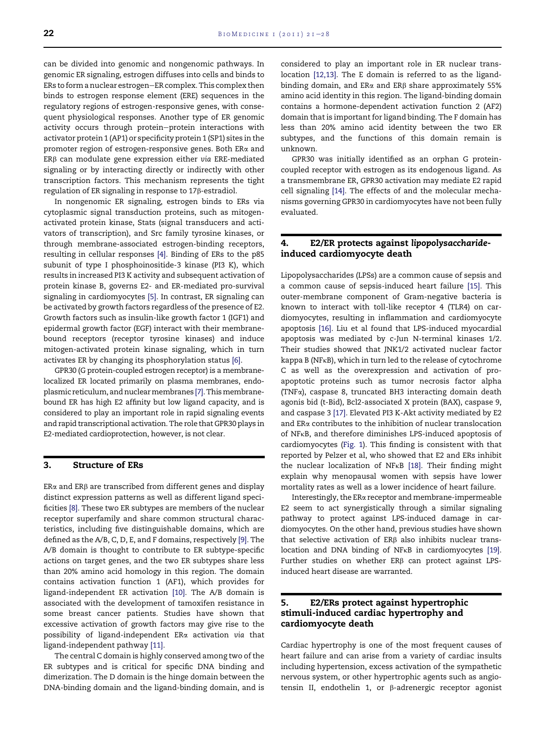can be divided into genomic and nongenomic pathways. In genomic ER signaling, estrogen diffuses into cells and binds to ERs to form a nuclear estrogen–ER complex. This complex then binds to estrogen response element (ERE) sequences in the regulatory regions of estrogen-responsive genes, with consequent physiological responses. Another type of ER genomic activity occurs through protein–protein interactions with activator protein 1 (AP1) or specificity protein 1 (SP1) sites in the promoter region of estrogen-responsive genes. Both ERα and ERβ can modulate gene expression either *via* ERE-mediated signaling or by interacting directly or indirectly with other transcription factors. This mechanism represents the tight regulation of ER signaling in response to 17β-estradiol.

In nongenomic ER signaling, estrogen binds to ERs via cytoplasmic signal transduction proteins, such as mitogen-activated protein kinase, Stats (signal transducers and activators of transcription), and Src family tyrosine kinases, or through membrane-associated estrogen-binding receptors, resulting in cellular responses [4]. Binding of ERs to the p85 subunit of type I phosphoinositide-3 kinase (PI3 K), which results in increased PI3 K activity and subsequent activation of protein kinase B, governs E2- and ER-mediated pro-survival signaling in cardiomyocytes [5]. In contrast, ER signaling can be activated by growth factors regardless of the presence of E2. Growth factors such as insulin-like growth factor 1 (IGF1) and epidermal growth factor (EGF) interact with their membrane-bound receptors (receptor tyrosine kinases) and induce mitogen-activated protein kinase signaling, which in turn activates ER by changing its phosphorylation status [6].

GPR30 (G protein-coupled estrogen receptor) is a membrane-localized ER located primarily on plasma membranes, endoplasmic reticulum, and nuclear membranes [7]. This membrane-bound ER has high E2 affinity but low ligand capacity, and is considered to play an important role in rapid signaling events and rapid transcriptional activation. The role that GPR30 plays in E2-mediated cardioprotection, however, is not clear.

## 3. Structure of ERs

ERα and ERβ are transcribed from different genes and display distinct expression patterns as well as different ligand specificities [8]. These two ER subtypes are members of the nuclear receptor superfamily and share common structural characteristics, including five distinguishable domains, which are defined as the A/B, C, D, E, and F domains, respectively [9]. The A/B domain is thought to contribute to ER subtype-specific actions on target genes, and the two ER subtypes share less than 20% amino acid homology in this region. The domain contains activation function 1 (AF1), which provides for ligand-independent ER activation [10]. The A/B domain is associated with the development of tamoxifen resistance in some breast cancer patients. Studies have shown that excessive activation of growth factors may give rise to the possibility of ligand-independent ERα activation *via* that ligand-independent pathway [11].

The central C domain is highly conserved among two of the ER subtypes and is critical for specific DNA binding and dimerization. The D domain is the hinge domain between the DNA-binding domain and the ligand-binding domain, and is considered to play an important role in ER nuclear translocation [12,13]. The E domain is referred to as the ligand-binding domain, and ERα and ERβ share approximately 55% amino acid identity in this region. The ligand-binding domain contains a hormone-dependent activation function 2 (AF2) domain that is important for ligand binding. The F domain has less than 20% amino acid identity between the two ER subtypes, and the functions of this domain remain is unknown.

GPR30 was initially identified as an orphan G protein-coupled receptor with estrogen as its endogenous ligand. As a transmembrane ER, GPR30 activation may mediate E2 rapid cell signaling [14]. The effects of and the molecular mechanisms governing GPR30 in cardiomyocytes have not been fully evaluated.

## 4. E2/ER protects against *lipopolysaccharide*-induced cardiomyocyte death

Lipopolysaccharides (LPSs) are a common cause of sepsis and a common cause of sepsis-induced heart failure [15]. This outer-membrane component of Gram-negative bacteria is known to interact with toll-like receptor 4 (TLR4) on cardiomyocytes, resulting in inflammation and cardiomyocyte apoptosis [16]. Liu et al found that LPS-induced myocardial apoptosis was mediated by c-Jun N-terminal kinases 1/2. Their studies showed that JNK1/2 activated nuclear factor kappa B (NFκB), which in turn led to the release of cytochrome C as well as the overexpression and activation of pro-apoptotic proteins such as tumor necrosis factor alpha (TNFα), caspase 8, truncated BH3 interacting domain death agonis bid (t-Bid), Bcl2-associated X protein (BAX), caspase 9, and caspase 3 [17]. Elevated PI3 K-Akt activity mediated by E2 and ERα contributes to the inhibition of nuclear translocation of NFκB, and therefore diminishes LPS-induced apoptosis of cardiomyocytes (Fig. 1). This finding is consistent with that reported by Pelzer et al, who showed that E2 and ERs inhibit the nuclear localization of NFκB [18]. Their finding might explain why menopausal women with sepsis have lower mortality rates as well as a lower incidence of heart failure.

Interestingly, the ERα receptor and membrane-impermeable E2 seem to act synergistically through a similar signaling pathway to protect against LPS-induced damage in cardiomyocytes. On the other hand, previous studies have shown that selective activation of ERβ also inhibits nuclear translocation and DNA binding of NFκB in cardiomyocytes [19]. Further studies on whether ERβ can protect against LPS-induced heart disease are warranted.

## 5. E2/ERs protect against hypertrophic stimuli-induced cardiac hypertrophy and cardiomyocyte death

Cardiac hypertrophy is one of the most frequent causes of heart failure and can arise from a variety of cardiac insults including hypertension, excess activation of the sympathetic nervous system, or other hypertrophic agents such as angiotensin II, endothelin 1, or β-adrenergic receptor agonist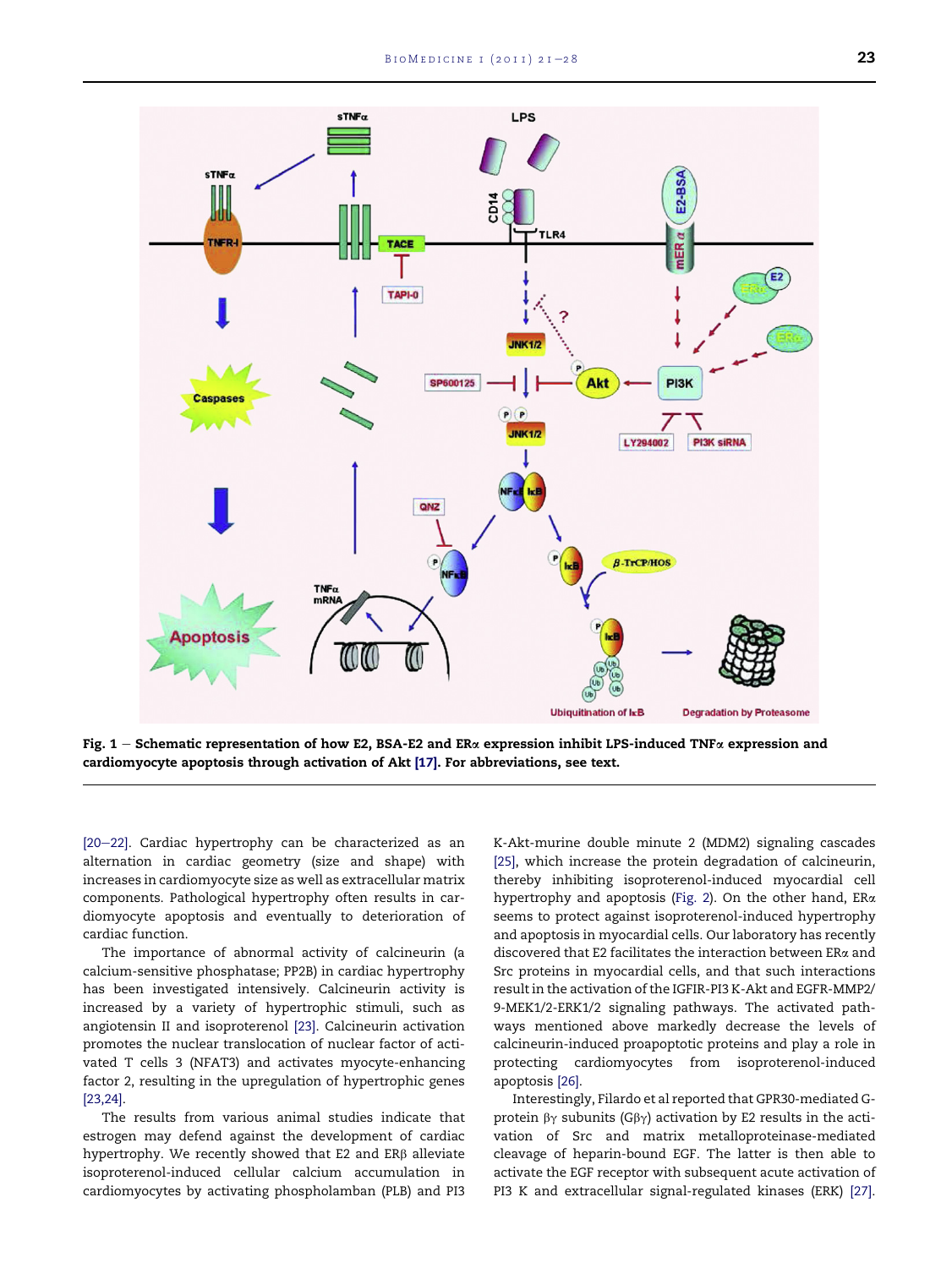**Fig. 1 – Schematic representation of how E2, BSA-E2 and ERα expression inhibit LPS-induced TNFα expression and cardiomyocyte apoptosis through activation of Akt [17]. For abbreviations, see text.**

[20–22]. Cardiac hypertrophy can be characterized as an alternation in cardiac geometry (size and shape) with increases in cardiomyocyte size as well as extracellular matrix components. Pathological hypertrophy often results in cardiomyocyte apoptosis and eventually to deterioration of cardiac function.

The importance of abnormal activity of calcineurin (a calcium-sensitive phosphatase; PP2B) in cardiac hypertrophy has been investigated intensively. Calcineurin activity is increased by a variety of hypertrophic stimuli, such as angiotensin II and isoproterenol [23]. Calcineurin activation promotes the nuclear translocation of nuclear factor of activated T cells 3 (NFAT3) and activates myocyte-enhancing factor 2, resulting in the upregulation of hypertrophic genes [23,24].

The results from various animal studies indicate that estrogen may defend against the development of cardiac hypertrophy. We recently showed that E2 and ERβ alleviate isoproterenol-induced cellular calcium accumulation in cardiomyocytes by activating phospholamban (PLB) and PI3 K-Akt-murine double minute 2 (MDM2) signaling cascades [25], which increase the protein degradation of calcineurin, thereby inhibiting isoproterenol-induced myocardial cell hypertrophy and apoptosis (Fig. 2). On the other hand, ERα seems to protect against isoproterenol-induced hypertrophy and apoptosis in myocardial cells. Our laboratory has recently discovered that E2 facilitates the interaction between ERα and Src proteins in myocardial cells, and that such interactions result in the activation of the IGFIR-PI3 K-Akt and EGFR-MMP2/9-MEK1/2-ERK1/2 signaling pathways. The activated pathways mentioned above markedly decrease the levels of calcineurin-induced proapoptotic proteins and play a role in protecting cardiomyocytes from isoproterenol-induced apoptosis [26].

Interestingly, Filardo et al reported that GPR30-mediated G-protein βγ subunits (Gβγ) activation by E2 results in the activation of Src and matrix metalloproteinase-mediated cleavage of heparin-bound EGF. The latter is then able to activate the EGF receptor with subsequent acute activation of PI3 K and extracellular signal-regulated kinases (ERK) [27].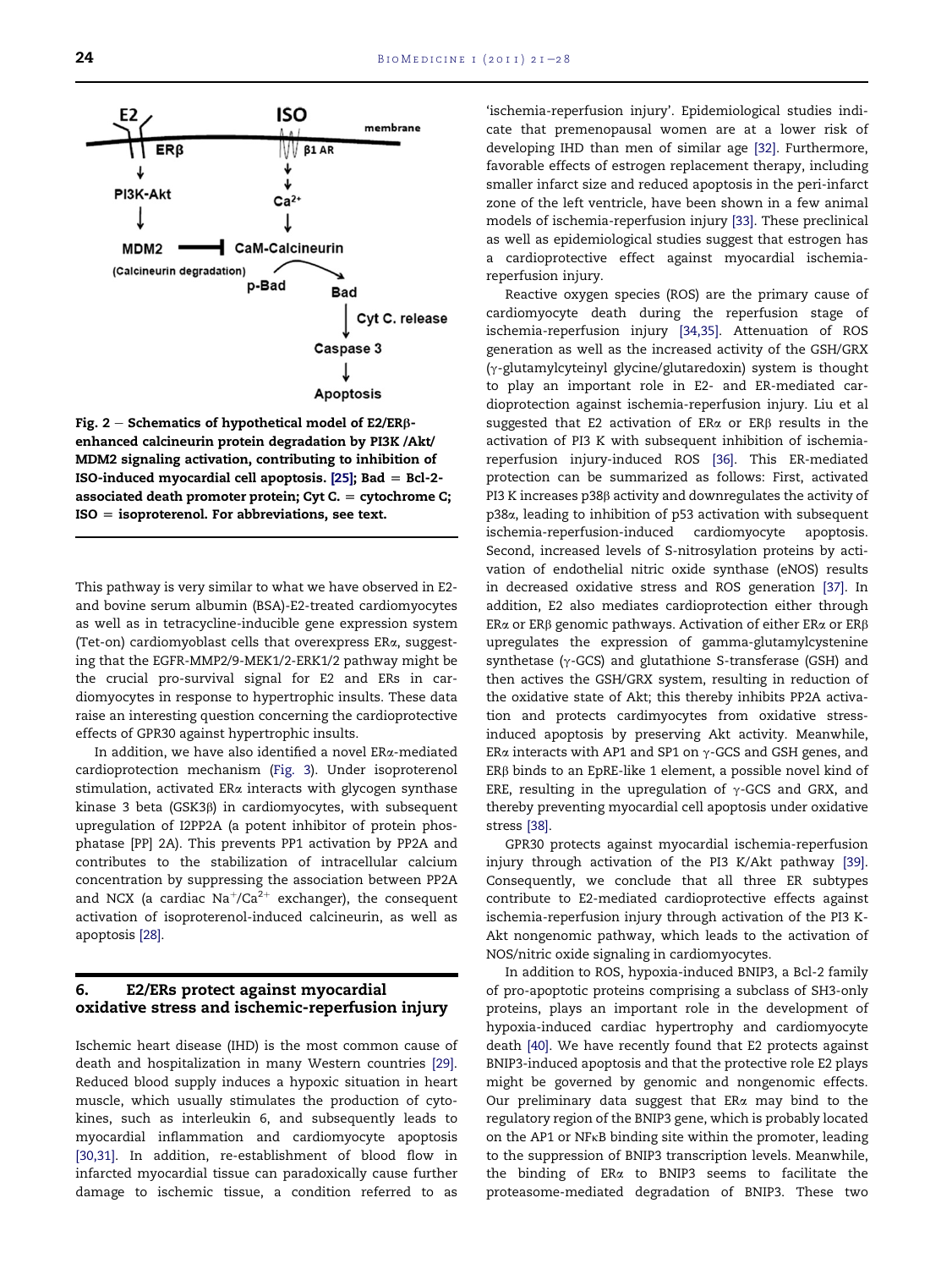Fig. 2 – **Schematics of hypothetical model of E2/ERβ-enhanced calcineurin protein degradation by PI3K /Akt/ MDM2 signaling activation, contributing to inhibition of ISO-induced myocardial cell apoptosis. [25]; Bad = Bcl-2-associated death promoter protein; Cyt C. = cytochrome C; ISO = isoproterenol. For abbreviations, see text.**

This pathway is very similar to what we have observed in E2- and bovine serum albumin (BSA)-E2-treated cardiomyocytes as well as in tetracycline-inducible gene expression system (Tet-on) cardiomyoblast cells that overexpress ERα, suggesting that the EGFR-MMP2/9-MEK1/2-ERK1/2 pathway might be the crucial pro-survival signal for E2 and ERs in cardiomyocytes in response to hypertrophic insults. These data raise an interesting question concerning the cardioprotective effects of GPR30 against hypertrophic insults.

In addition, we have also identified a novel ERα-mediated cardioprotection mechanism (Fig. 3). Under isoproterenol stimulation, activated ERα interacts with glycogen synthase kinase 3 beta (GSK3β) in cardiomyocytes, with subsequent upregulation of I2PP2A (a potent inhibitor of protein phosphatase [PP] 2A). This prevents PP1 activation by PP2A and contributes to the stabilization of intracellular calcium concentration by suppressing the association between PP2A and NCX (a cardiac $Na^{+}/Ca^{2+}$ exchanger), the consequent activation of isoproterenol-induced calcineurin, as well as apoptosis [28].

## 6. E2/ERs protect against myocardial oxidative stress and ischemic-reperfusion injury

Ischemic heart disease (IHD) is the most common cause of death and hospitalization in many Western countries [29]. Reduced blood supply induces a hypoxic situation in heart muscle, which usually stimulates the production of cytokines, such as interleukin 6, and subsequently leads to myocardial inflammation and cardiomyocyte apoptosis [30,31]. In addition, re-establishment of blood flow in infarcted myocardial tissue can paradoxically cause further damage to ischemic tissue, a condition referred to as 'ischemia-reperfusion injury'. Epidemiological studies indicate that premenopausal women are at a lower risk of developing IHD than men of similar age [32]. Furthermore, favorable effects of estrogen replacement therapy, including smaller infarct size and reduced apoptosis in the peri-infarct zone of the left ventricle, have been shown in a few animal models of ischemia-reperfusion injury [33]. These preclinical as well as epidemiological studies suggest that estrogen has a cardioprotective effect against myocardial ischemia-reperfusion injury.

Reactive oxygen species (ROS) are the primary cause of cardiomyocyte death during the reperfusion stage of ischemia-reperfusion injury [34,35]. Attenuation of ROS generation as well as the increased activity of the GSH/GRX (γ-glutamylcyteinyl glycine/glutaredoxin) system is thought to play an important role in E2- and ER-mediated cardioprotection against ischemia-reperfusion injury. Liu et al suggested that E2 activation of ERα or ERβ results in the activation of PI3 K with subsequent inhibition of ischemia-reperfusion injury-induced ROS [36]. This ER-mediated protection can be summarized as follows: First, activated PI3 K increases p38β activity and downregulates the activity of p38α, leading to inhibition of p53 activation with subsequent ischemia-reperfusion-induced cardiomyocyte apoptosis. Second, increased levels of S-nitrosylation proteins by activation of endothelial nitric oxide synthase (eNOS) results in decreased oxidative stress and ROS generation [37]. In addition, E2 also mediates cardioprotection either through ERα or ERβ genomic pathways. Activation of either ERα or ERβ upregulates the expression of gamma-glutamylcystenine synthetase (γ-GCS) and glutathione S-transferase (GSH) and then actives the GSH/GRX system, resulting in reduction of the oxidative state of Akt; this thereby inhibits PP2A activation and protects cardimyocytes from oxidative stress-induced apoptosis by preserving Akt activity. Meanwhile, ERα interacts with AP1 and SP1 on γ-GCS and GSH genes, and ERβ binds to an EpRE-like 1 element, a possible novel kind of ERE, resulting in the upregulation of γ-GCS and GRX, and thereby preventing myocardial cell apoptosis under oxidative stress [38].

GPR30 protects against myocardial ischemia-reperfusion injury through activation of the PI3 K/Akt pathway [39]. Consequently, we conclude that all three ER subtypes contribute to E2-mediated cardioprotective effects against ischemia-reperfusion injury through activation of the PI3 K-Akt nongenomic pathway, which leads to the activation of NOS/nitric oxide signaling in cardiomyocytes.

In addition to ROS, hypoxia-induced BNIP3, a Bcl-2 family of pro-apoptotic proteins comprising a subclass of SH3-only proteins, plays an important role in the development of hypoxia-induced cardiac hypertrophy and cardiomyocyte death [40]. We have recently found that E2 protects against BNIP3-induced apoptosis and that the protective role E2 plays might be governed by genomic and nongenomic effects. Our preliminary data suggest that ERα may bind to the regulatory region of the BNIP3 gene, which is probably located on the AP1 or NFκB binding site within the promoter, leading to the suppression of BNIP3 transcription levels. Meanwhile, the binding of ERα to BNIP3 seems to facilitate the proteasome-mediated degradation of BNIP3. These two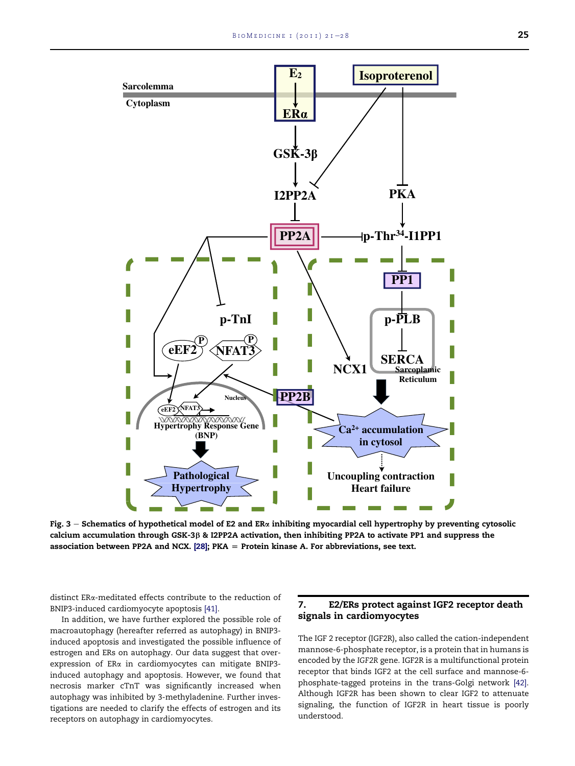Fig. 3 – Schematics of hypothetical model of E2 and ERα inhibiting myocardial cell hypertrophy by preventing cytosolic calcium accumulation through GSK-3β & I2PP2A activation, then inhibiting PP2A to activate PP1 and suppress the association between PP2A and NCX. [28]; PKA = Protein kinase A. For abbreviations, see text.

distinct ERα-meditated effects contribute to the reduction of BNIP3-induced cardiomyocyte apoptosis [41].

In addition, we have further explored the possible role of macroautophagy (hereafter referred as autophagy) in BNIP3-induced apoptosis and investigated the possible influence of estrogen and ERs on autophagy. Our data suggest that overexpression of ERα in cardiomyocytes can mitigate BNIP3-induced autophagy and apoptosis. However, we found that necrosis marker cTnT was significantly increased when autophagy was inhibited by 3-methyladenine. Further investigations are needed to clarify the effects of estrogen and its receptors on autophagy in cardiomyocytes.

## 7. E2/ERs protect against IGF2 receptor death signals in cardiomyocytes

The IGF 2 receptor (IGF2R), also called the cation-independent mannose-6-phosphate receptor, is a protein that in humans is encoded by the *IGF2R* gene. IGF2R is a multifunctional protein receptor that binds IGF2 at the cell surface and mannose-6-phosphate-tagged proteins in the trans-Golgi network [42]. Although IGF2R has been shown to clear IGF2 to attenuate signaling, the function of IGF2R in heart tissue is poorly understood.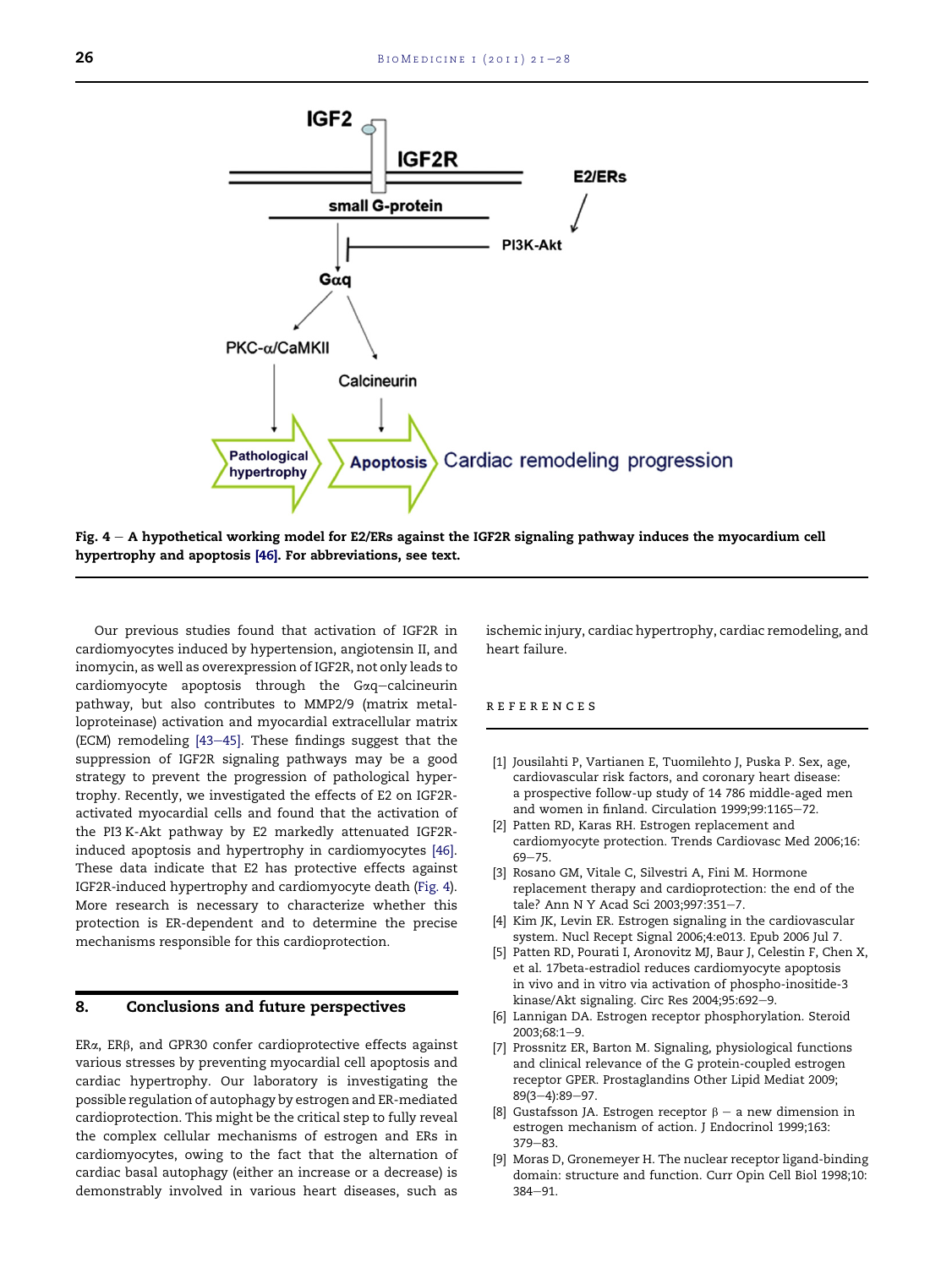Fig. 4 – A hypothetical working model for E2/ERs against the IGF2R signaling pathway induces the myocardium cell hypertrophy and apoptosis [46]. For abbreviations, see text.

Our previous studies found that activation of IGF2R in cardiomyocytes induced by hypertension, angiotensin II, and inomycin, as well as overexpression of IGF2R, not only leads to cardiomyocyte apoptosis through the Gαq–calcineurin pathway, but also contributes to MMP2/9 (matrix metalloproteinase) activation and myocardial extracellular matrix (ECM) remodeling [43–45]. These findings suggest that the suppression of IGF2R signaling pathways may be a good strategy to prevent the progression of pathological hypertrophy. Recently, we investigated the effects of E2 on IGF2R-activated myocardial cells and found that the activation of the PI3 K-Akt pathway by E2 markedly attenuated IGF2R-induced apoptosis and hypertrophy in cardiomyocytes [46]. These data indicate that E2 has protective effects against IGF2R-induced hypertrophy and cardiomyocyte death (Fig. 4). More research is necessary to characterize whether this protection is ER-dependent and to determine the precise mechanisms responsible for this cardioprotection.

## 8. Conclusions and future perspectives

ERα, ERβ, and GPR30 confer cardioprotective effects against various stresses by preventing myocardial cell apoptosis and cardiac hypertrophy. Our laboratory is investigating the possible regulation of autophagy by estrogen and ER-mediated cardioprotection. This might be the critical step to fully reveal the complex cellular mechanisms of estrogen and ERs in cardiomyocytes, owing to the fact that the alternation of cardiac basal autophagy (either an increase or a decrease) is demonstrably involved in various heart diseases, such as ischemic injury, cardiac hypertrophy, cardiac remodeling, and heart failure.

## REFERENCES

[1] Jousilahti P, Vartianen E, Tuomilehto J, Puska P. Sex, age, cardiovascular risk factors, and coronary heart disease: a prospective follow-up study of 14 786 middle-aged men and women in finland. Circulation 1999;99:1165–72.

[2] Patten RD, Karas RH. Estrogen replacement and cardiomyocyte protection. Trends Cardiovasc Med 2006;16: 69–75.

[3] Rosano GM, Vitale C, Silvestri A, Fini M. Hormone replacement therapy and cardioprotection: the end of the tale? Ann N Y Acad Sci 2003;997:351–7.

[4] Kim JK, Levin ER. Estrogen signaling in the cardiovascular system. Nucl Recept Signal 2006;4:e013. Epub 2006 Jul 7.

[5] Patten RD, Pourati I, Aronovitz MJ, Baur J, Celestin F, Chen X, et al. 17beta-estradiol reduces cardiomyocyte apoptosis in vivo and in vitro via activation of phospho-inositide-3 kinase/Akt signaling. Circ Res 2004;95:692–9.

[6] Lannigan DA. Estrogen receptor phosphorylation. Steroid 2003;68:1–9.

[7] Prossnitz ER, Barton M. Signaling, physiological functions and clinical relevance of the G protein-coupled estrogen receptor GPER. Prostaglandins Other Lipid Mediat 2009; 89(3–4):89–97.

[8] Gustafsson JA. Estrogen receptor β – a new dimension in estrogen mechanism of action. J Endocrinol 1999;163: 379–83.

[9] Moras D, Gronemeyer H. The nuclear receptor ligand-binding domain: structure and function. Curr Opin Cell Biol 1998;10: 384–91.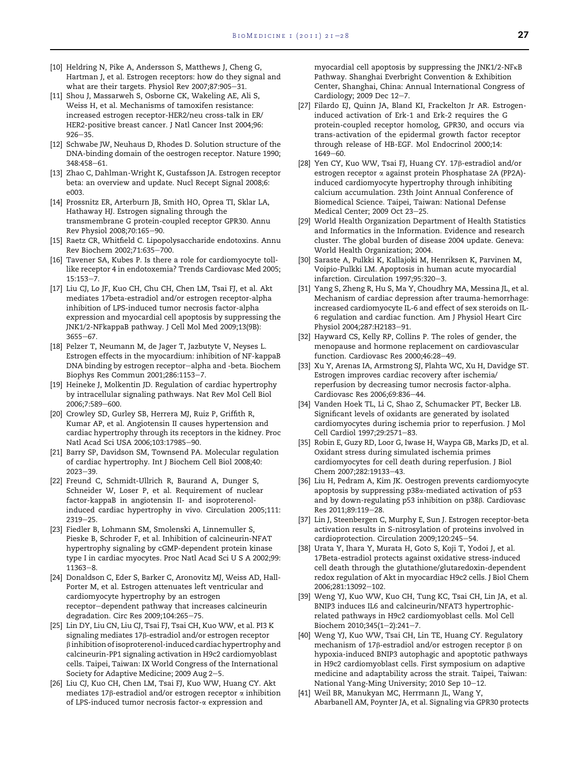[10] Heldring N, Pike A, Andersson S, Matthews J, Cheng G, Hartman J, et al. Estrogen receptors: how do they signal and what are their targets. Physiol Rev 2007;87:905–31.

[11] Shou J, Massarweh S, Osborne CK, Wakeling AE, Ali S, Weiss H, et al. Mechanisms of tamoxifen resistance: increased estrogen receptor-HER2/neu cross-talk in ER/HER2-positive breast cancer. J Natl Cancer Inst 2004;96: 926–35.

[12] Schwabe JW, Neuhaus D, Rhodes D. Solution structure of the DNA-binding domain of the oestrogen receptor. Nature 1990; 348:458–61.

[13] Zhao C, Dahlman-Wright K, Gustafsson JA. Estrogen receptor beta: an overview and update. Nucl Recept Signal 2008;6: e003.

[14] Prossnitz ER, Arterburn JB, Smith HO, Oprea TI, Sklar LA, Hathaway HJ. Estrogen signaling through the transmembrane G protein-coupled receptor GPR30. Annu Rev Physiol 2008;70:165–90.

[15] Raetz CR, Whitfield C. Lipopolysaccharide endotoxins. Annu Rev Biochem 2002;71:635–700.

[16] Tavener SA, Kubes P. Is there a role for cardiomyocyte toll-like receptor 4 in endotoxemia? Trends Cardiovasc Med 2005; 15:153–7.

[17] Liu CJ, Lo JF, Kuo CH, Chu CH, Chen LM, Tsai FJ, et al. Akt mediates 17beta-estradiol and/or estrogen receptor-alpha inhibition of LPS-induced tumor necrosis factor-alpha expression and myocardial cell apoptosis by suppressing the JNK1/2-NFkappaB pathway. J Cell Mol Med 2009;13(9B): 3655–67.

[18] Pelzer T, Neumann M, de Jager T, Jazbutyte V, Neyses L. Estrogen effects in the myocardium: inhibition of NF-kappaB DNA binding by estrogen receptor–alpha and -beta. Biochem Biophys Res Commun 2001;286:1153–7.

[19] Heineke J, Molkentin JD. Regulation of cardiac hypertrophy by intracellular signaling pathways. Nat Rev Mol Cell Biol 2006;7:589–600.

[20] Crowley SD, Gurley SB, Herrera MJ, Ruiz P, Griffith R, Kumar AP, et al. Angiotensin II causes hypertension and cardiac hypertrophy through its receptors in the kidney. Proc Natl Acad Sci USA 2006;103:17985–90.

[21] Barry SP, Davidson SM, Townsend PA. Molecular regulation of cardiac hypertrophy. Int J Biochem Cell Biol 2008;40: 2023–39.

[22] Freund C, Schmidt-Ullrich R, Baurand A, Dunger S, Schneider W, Loser P, et al. Requirement of nuclear factor-kappaB in angiotensin II- and isoproterenol-induced cardiac hypertrophy in vivo. Circulation 2005;111: 2319–25.

[23] Fiedler B, Lohmann SM, Smolenski A, Linnemuller S, Pieske B, Schroder F, et al. Inhibition of calcineurin-NFAT hypertrophy signaling by cGMP-dependent protein kinase type I in cardiac myocytes. Proc Natl Acad Sci U S A 2002;99: 11363–8.

[24] Donaldson C, Eder S, Barker C, Aronovitz MJ, Weiss AD, Hall-Porter M, et al. Estrogen attenuates left ventricular and cardiomyocyte hypertrophy by an estrogen receptor–dependent pathway that increases calcineurin degradation. Circ Res 2009;104:265–75.

[25] Lin DY, Liu CN, Liu CJ, Tsai FJ, Tsai CH, Kuo WW, et al. PI3 K signaling mediates 17β-estradiol and/or estrogen receptor β inhibition of isoproterenol-induced cardiac hypertrophy and calcineurin-PP1 signaling activation in H9c2 cardiomyoblast cells. Taipei, Taiwan: IX World Congress of the International Society for Adaptive Medicine; 2009 Aug 2–5.

[26] Liu CJ, Kuo CH, Chen LM, Tsai FJ, Kuo WW, Huang CY. Akt mediates 17β-estradiol and/or estrogen receptor α inhibition of LPS-induced tumor necrosis factor-α expression and myocardial cell apoptosis by suppressing the JNK1/2-NFκB Pathway. Shanghai Everbright Convention & Exhibition Center, Shanghai, China: Annual International Congress of Cardiology; 2009 Dec 12–7.

[27] Filardo EJ, Quinn JA, Bland KI, Frackelton Jr AR. Estrogen-induced activation of Erk-1 and Erk-2 requires the G protein-coupled receptor homolog, GPR30, and occurs via trans-activation of the epidermal growth factor receptor through release of HB-EGF. Mol Endocrinol 2000;14: 1649–60.

[28] Yen CY, Kuo WW, Tsai FJ, Huang CY. 17β-estradiol and/or estrogen receptor α against protein Phosphatase 2A (PP2A)-induced cardiomyocyte hypertrophy through inhibiting calcium accumulation. 23th Joint Annual Conference of Biomedical Science. Taipei, Taiwan: National Defense Medical Center; 2009 Oct 23–25.

[29] World Health Organization Department of Health Statistics and Informatics in the Information. Evidence and research cluster. The global burden of disease 2004 update. Geneva: World Health Organization; 2004.

[30] Saraste A, Pulkki K, Kallajoki M, Henriksen K, Parvinen M, Voipio-Pulkki LM. Apoptosis in human acute myocardial infarction. Circulation 1997;95:320–3.

[31] Yang S, Zheng R, Hu S, Ma Y, Choudhry MA, Messina JL, et al. Mechanism of cardiac depression after trauma-hemorrhage: increased cardiomyocyte IL-6 and effect of sex steroids on IL-6 regulation and cardiac function. Am J Physiol Heart Circ Physiol 2004;287:H2183–91.

[32] Hayward CS, Kelly RP, Collins P. The roles of gender, the menopause and hormone replacement on cardiovascular function. Cardiovasc Res 2000;46:28–49.

[33] Xu Y, Arenas IA, Armstrong SJ, Plahta WC, Xu H, Davidge ST. Estrogen improves cardiac recovery after ischemia/reperfusion by decreasing tumor necrosis factor-alpha. Cardiovasc Res 2006;69:836–44.

[34] Vanden Hoek TL, Li C, Shao Z, Schumacker PT, Becker LB. Significant levels of oxidants are generated by isolated cardiomyocytes during ischemia prior to reperfusion. J Mol Cell Cardiol 1997;29:2571–83.

[35] Robin E, Guzy RD, Loor G, Iwase H, Waypa GB, Marks JD, et al. Oxidant stress during simulated ischemia primes cardiomyocytes for cell death during reperfusion. J Biol Chem 2007;282:19133–43.

[36] Liu H, Pedram A, Kim JK. Oestrogen prevents cardiomyocyte apoptosis by suppressing p38α-mediated activation of p53 and by down-regulating p53 inhibition on p38β. Cardiovasc Res 2011;89:119–28.

[37] Lin J, Steenbergen C, Murphy E, Sun J. Estrogen receptor-beta activation results in S-nitrosylation of proteins involved in cardioprotection. Circulation 2009;120:245–54.

[38] Urata Y, Ihara Y, Murata H, Goto S, Koji T, Yodoi J, et al. 17Beta-estradiol protects against oxidative stress-induced cell death through the glutathione/glutaredoxin-dependent redox regulation of Akt in myocardiac H9c2 cells. J Biol Chem 2006;281:13092–102.

[39] Weng YJ, Kuo WW, Kuo CH, Tung KC, Tsai CH, Lin JA, et al. BNIP3 induces IL6 and calcineurin/NFAT3 hypertrophic-related pathways in H9c2 cardiomyoblast cells. Mol Cell Biochem 2010;345(1–2):241–7.

[40] Weng YJ, Kuo WW, Tsai CH, Lin TE, Huang CY. Regulatory mechanism of 17β-estradiol and/or estrogen receptor β on hypoxia-induced BNIP3 autophagic and apoptotic pathways in H9c2 cardiomyoblast cells. First symposium on adaptive medicine and adaptability across the strait. Taipei, Taiwan: National Yang-Ming University; 2010 Sep 10–12.

[41] Weil BR, Manukyan MC, Herrmann JL, Wang Y, Abarbanell AM, Poynter JA, et al. Signaling via GPR30 protects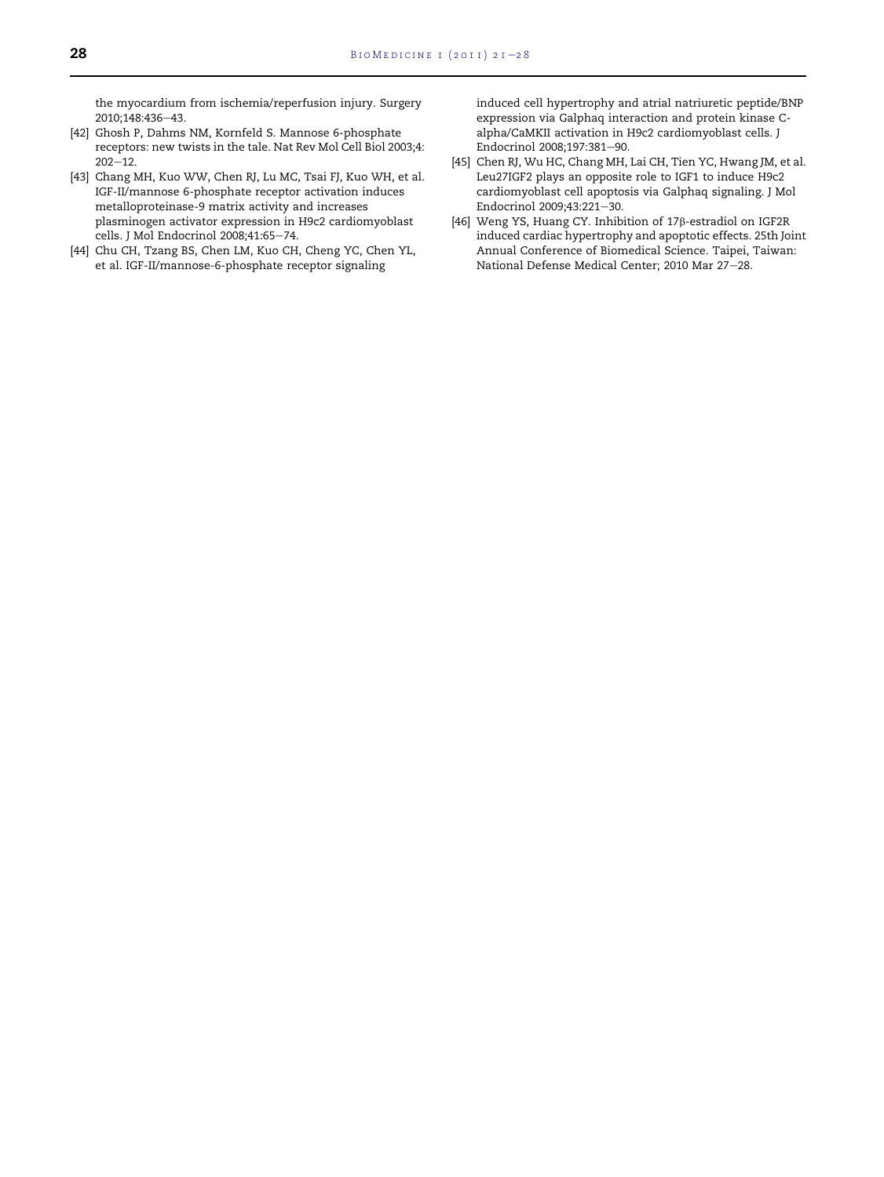the myocardium from ischemia/reperfusion injury. Surgery 2010;148:436–43.

[42] Ghosh P, Dahms NM, Kornfeld S. Mannose 6-phosphate receptors: new twists in the tale. Nat Rev Mol Cell Biol 2003;4: 202–12.

[43] Chang MH, Kuo WW, Chen RJ, Lu MC, Tsai FJ, Kuo WH, et al. IGF-II/mannose 6-phosphate receptor activation induces metalloproteinase-9 matrix activity and increases plasminogen activator expression in H9c2 cardiomyoblast cells. J Mol Endocrinol 2008;41:65–74.

[44] Chu CH, Tzang BS, Chen LM, Kuo CH, Cheng YC, Chen YL, et al. IGF-II/mannose-6-phosphate receptor signaling induced cell hypertrophy and atrial natriuretic peptide/BNP expression via Galphaq interaction and protein kinase C-alpha/CaMKII activation in H9c2 cardiomyoblast cells. J Endocrinol 2008;197:381–90.

[45] Chen RJ, Wu HC, Chang MH, Lai CH, Tien YC, Hwang JM, et al. Leu27IGF2 plays an opposite role to IGF1 to induce H9c2 cardiomyoblast cell apoptosis via Galphaq signaling. J Mol Endocrinol 2009;43:221–30.

[46] Weng YS, Huang CY. Inhibition of 17β-estradiol on IGF2R induced cardiac hypertrophy and apoptotic effects. 25th Joint Annual Conference of Biomedical Science. Taipei, Taiwan: National Defense Medical Center; 2010 Mar 27–28.